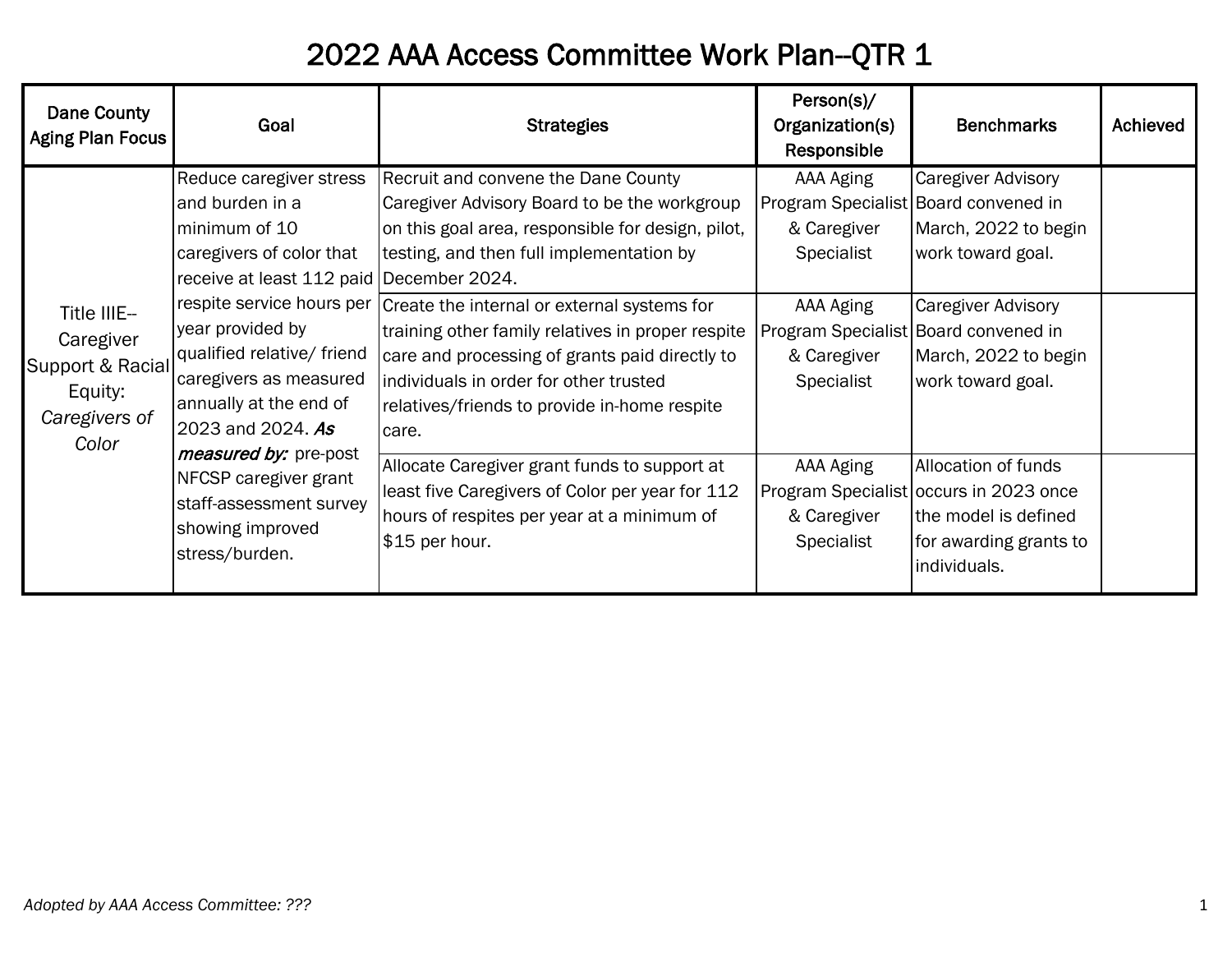# 2022 AAA Access Committee Work Plan--QTR 1

| Dane County Aging Plan Focus | Goal | Strategies | Person(s)/ Organization(s) Responsible | Benchmarks | Achieved |
|---|---|---|---|---|---|
| Title IIIE--Caregiver Support & Racial Equity: *Caregivers of Color* | Reduce caregiver stress and burden in a minimum of 10 caregivers of color that receive at least 112 paid respite service hours per year provided by qualified relative/ friend caregivers as measured annually at the end of 2023 and 2024. ***As measured by:*** pre-post NFCSP caregiver grant staff-assessment survey showing improved stress/burden. | Recruit and convene the Dane County Caregiver Advisory Board to be the workgroup on this goal area, responsible for design, pilot, testing, and then full implementation by December 2024. | AAA Aging Program Specialist & Caregiver Specialist | Caregiver Advisory Board convened in March, 2022 to begin work toward goal. | |
| | | Create the internal or external systems for training other family relatives in proper respite care and processing of grants paid directly to individuals in order for other trusted relatives/friends to provide in-home respite care. | AAA Aging Program Specialist & Caregiver Specialist | Caregiver Advisory Board convened in March, 2022 to begin work toward goal. | |
| | | Allocate Caregiver grant funds to support at least five Caregivers of Color per year for 112 hours of respites per year at a minimum of $15 per hour. | AAA Aging Program Specialist & Caregiver Specialist | Allocation of funds occurs in 2023 once the model is defined for awarding grants to individuals. | |

*Adopted by AAA Access Committee: ???*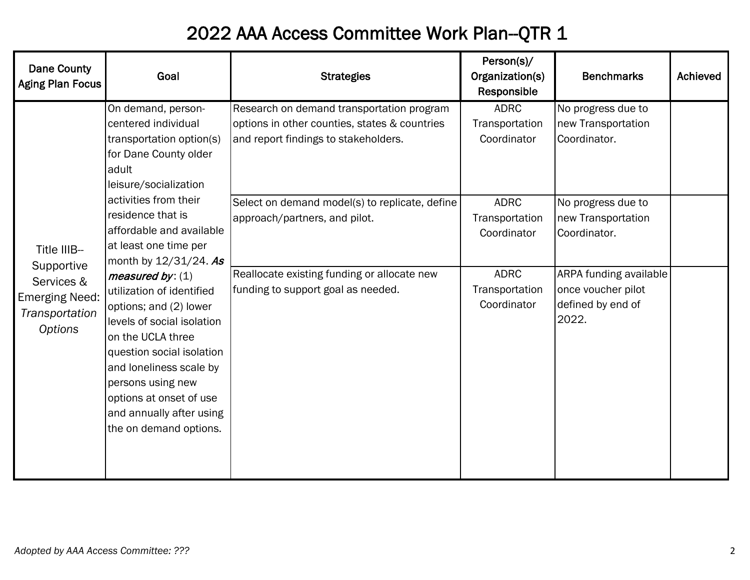# 2022 AAA Access Committee Work Plan--QTR 1

| Dane County Aging Plan Focus | Goal | Strategies | Person(s)/ Organization(s) Responsible | Benchmarks | Achieved |
|---|---|---|---|---|---|
| Title IIIB--Supportive Services & Emerging Need: *Transportation Options* | On demand, person-centered individual transportation option(s) for Dane County older adult leisure/socialization activities from their residence that is affordable and available at least one time per month by 12/31/24. ***As measured by***: (1) utilization of identified options; and (2) lower levels of social isolation on the UCLA three question social isolation and loneliness scale by persons using new options at onset of use and annually after using the on demand options. | Research on demand transportation program options in other counties, states & countries and report findings to stakeholders. | ADRC Transportation Coordinator | No progress due to new Transportation Coordinator. | |
| | | Select on demand model(s) to replicate, define approach/partners, and pilot. | ADRC Transportation Coordinator | No progress due to new Transportation Coordinator. | |
| | | Reallocate existing funding or allocate new funding to support goal as needed. | ADRC Transportation Coordinator | ARPA funding available once voucher pilot defined by end of 2022. | |

*Adopted by AAA Access Committee: ???*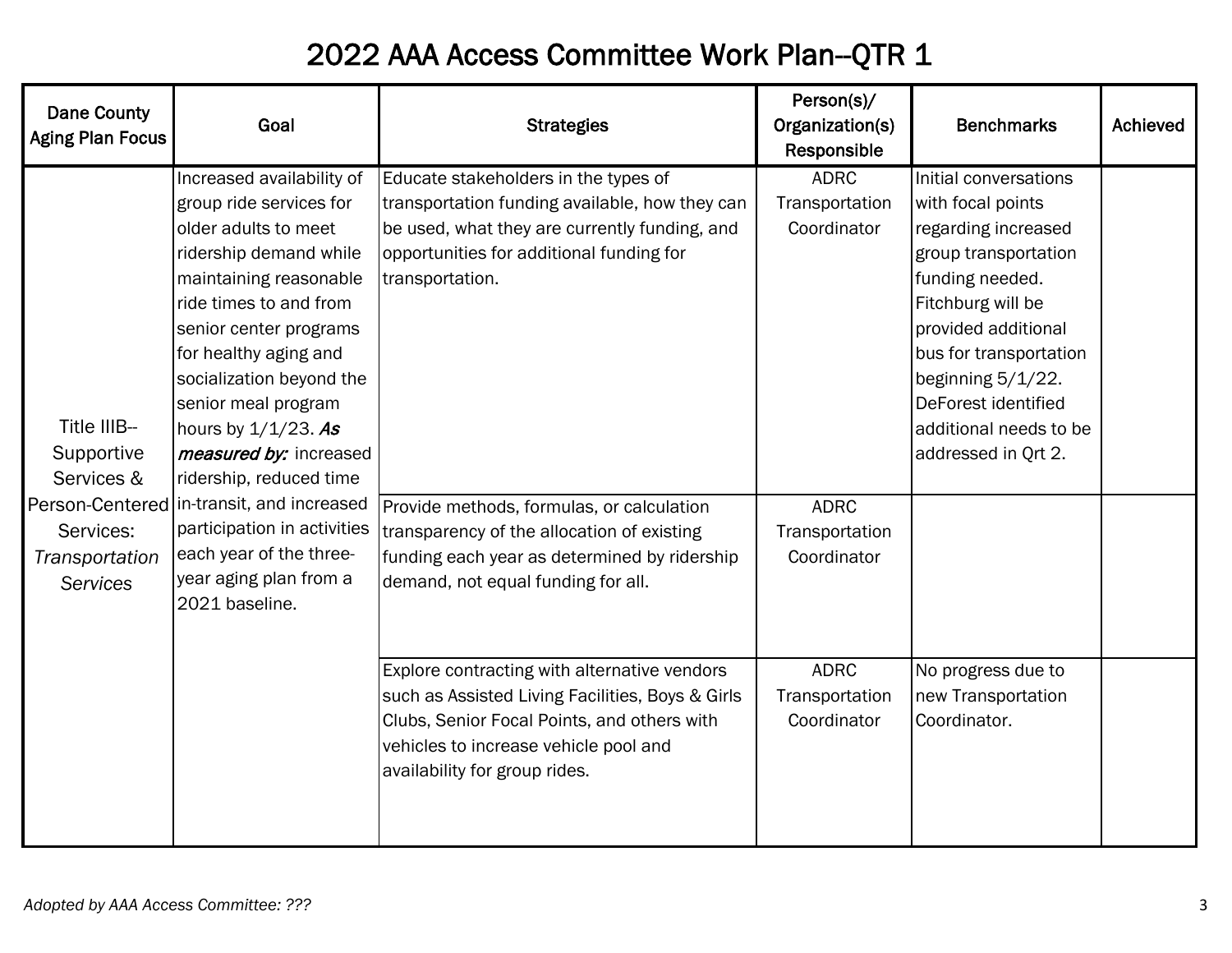# 2022 AAA Access Committee Work Plan--QTR 1

| Dane County Aging Plan Focus | Goal | Strategies | Person(s)/ Organization(s) Responsible | Benchmarks | Achieved |
|---|---|---|---|---|---|
| Title IIIB--Supportive Services & Person-Centered Services: *Transportation Services* | Increased availability of group ride services for older adults to meet ridership demand while maintaining reasonable ride times to and from senior center programs for healthy aging and socialization beyond the senior meal program hours by 1/1/23. ***As measured by:*** increased ridership, reduced time in-transit, and increased participation in activities each year of the three-year aging plan from a 2021 baseline. | Educate stakeholders in the types of transportation funding available, how they can be used, what they are currently funding, and opportunities for additional funding for transportation. | ADRC Transportation Coordinator | Initial conversations with focal points regarding increased group transportation funding needed. Fitchburg will be provided additional bus for transportation beginning 5/1/22. DeForest identified additional needs to be addressed in Qrt 2. | |
| | | Provide methods, formulas, or calculation transparency of the allocation of existing funding each year as determined by ridership demand, not equal funding for all. | ADRC Transportation Coordinator | | |
| | | Explore contracting with alternative vendors such as Assisted Living Facilities, Boys & Girls Clubs, Senior Focal Points, and others with vehicles to increase vehicle pool and availability for group rides. | ADRC Transportation Coordinator | No progress due to new Transportation Coordinator. | |

*Adopted by AAA Access Committee: ???*